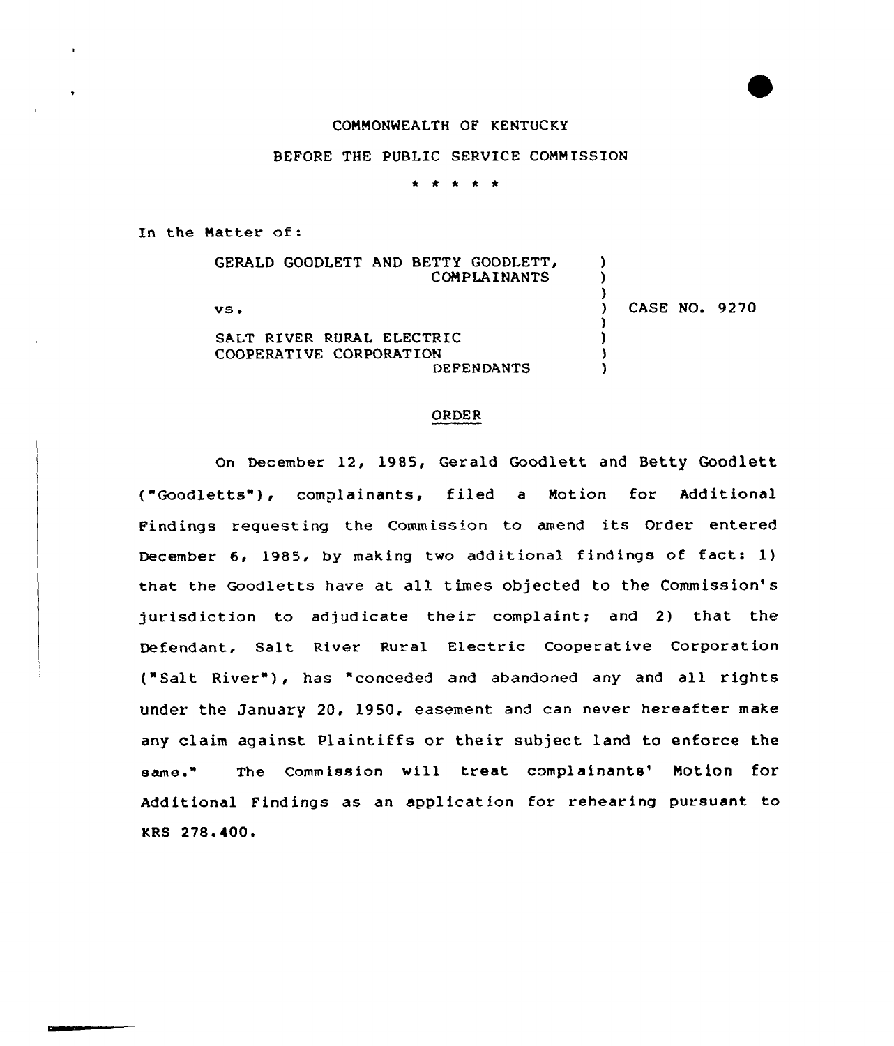COMMONWEALTH OF KENTUCKY

BEFORE THE PUBLIC SERVICE COMMISSION

\* \* \* \* \*

In the Matter of:

| | | |
|---|---|---|
| GERALD GOODLETT AND BETTY GOODLETT, COMPLAINANTS | ) | |
| vs. | ) | CASE NO. 9270 |
| SALT RIVER RURAL ELECTRIC COOPERATIVE CORPORATION DEFENDANTS | ) | |

## ORDER

On December 12, 1985, Gerald Goodlett and Betty Goodlett ("Goodletts"), complainants, filed a Motion for Additional Findings requesting the Commission to amend its Order entered December 6, 1985, by making two additional findings of fact: 1) that the Goodletts have at all times objected to the Commission's jurisdiction to adjudicate their complaint; and 2) that the Defendant, Salt River Rural Electric Cooperative Corporation ("Salt River"), has "conceded and abandoned any and all rights under the January 20, 1950, easement and can never hereafter make any claim against Plaintiffs or their subject land to enforce the same." The Commission will treat complainants' Motion for Additional Findings as an application for rehearing pursuant to KRS 278.400.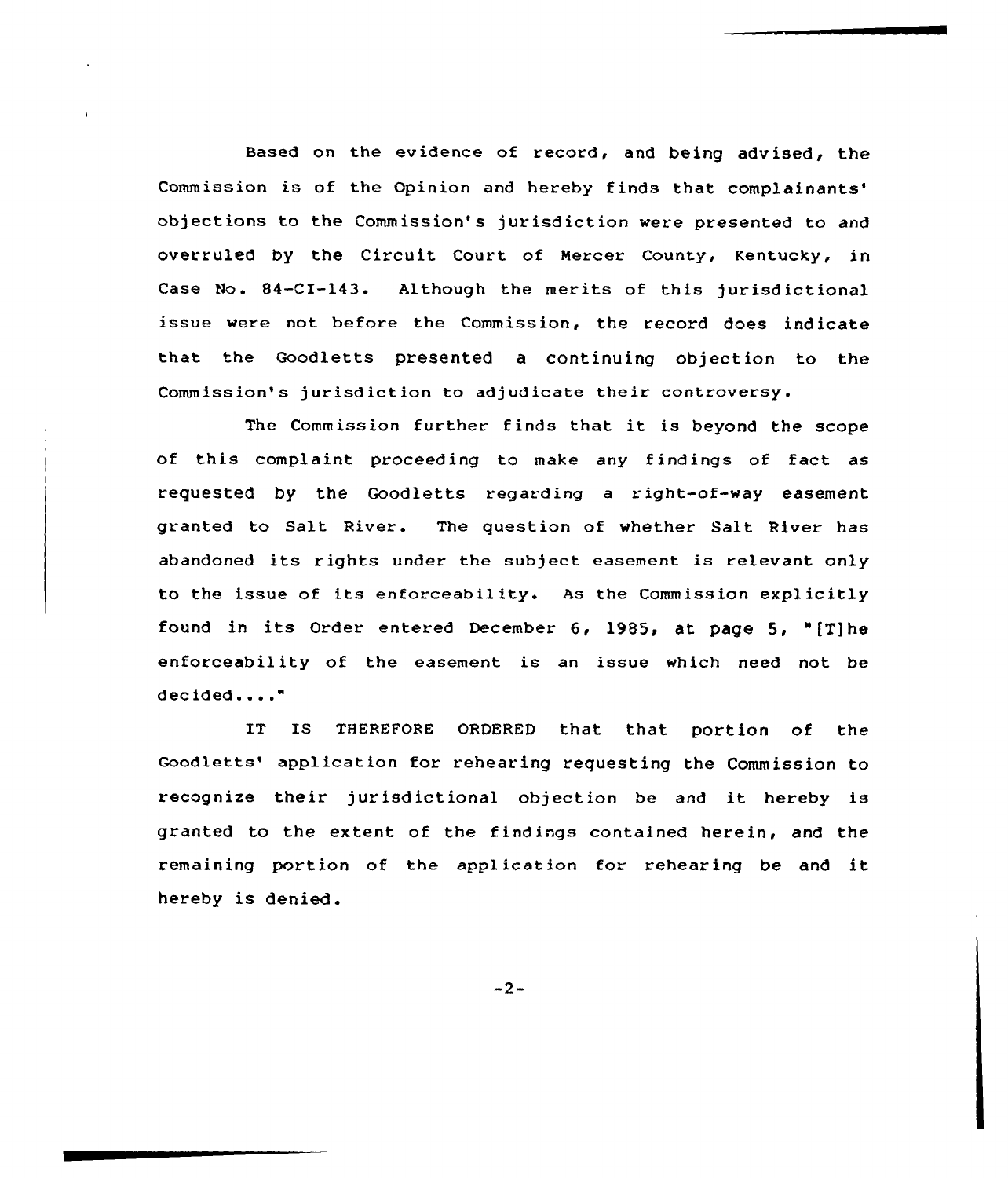Based on the evidence of record, and being advised, the Commission is of the Opinion and hereby finds that complainants' objections to the Commission's jurisdiction were presented to and overruled by the Circuit Court of Mercer County, Kentucky, in Case No. 84-CI-143. Although the merits of this jurisdictional issue were not before the Commission, the record does indicate that the Goodletts presented a continuing objection to the Commission's jurisdiction to adjudicate their controversy.

The Commission further finds that it is beyond the scope of this complaint proceeding to make any findings of fact as requested by the Goodletts regarding a right-of-way easement granted to Salt River. The question of whether Salt River has abandoned its rights under the subject easement is relevant only to the issue of its enforceability. As the Commission explicitly found in its Order entered December 6, 1985, at page 5, "[T]he enforceability of the easement is an issue which need not be decided...."

IT IS THEREFORE ORDERED that that portion of the Goodletts' application for rehearing requesting the Commission to recognize their jurisdictional objection be and it hereby is granted to the extent of the findings contained herein, and the remaining portion of the application for rehearing be and it hereby is denied.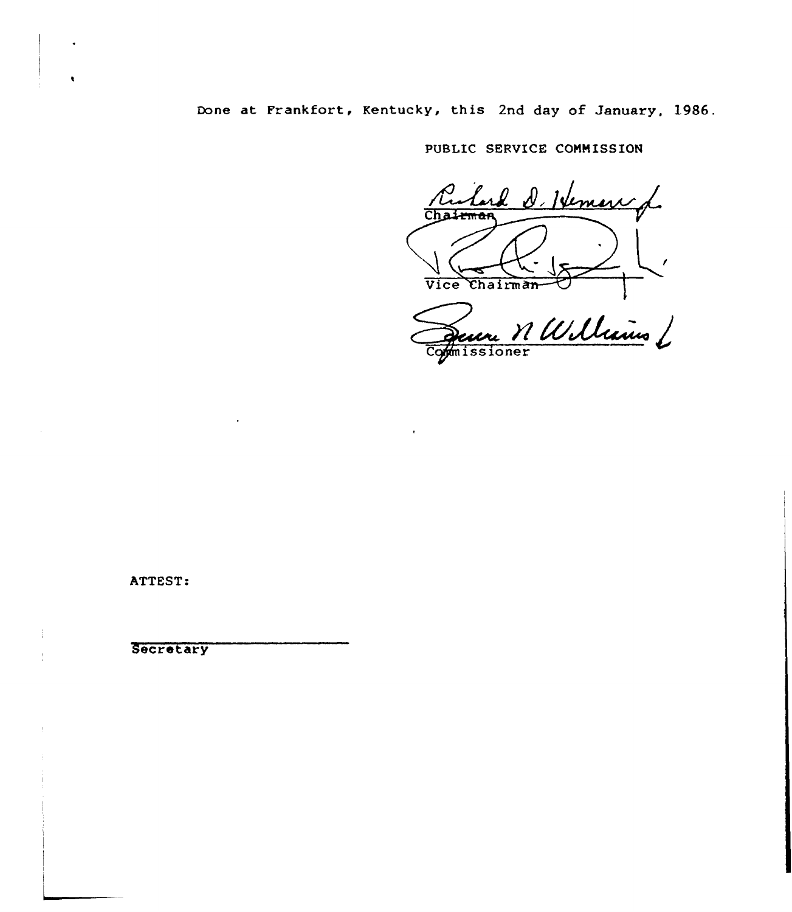Done at Frankfort, Kentucky, this 2nd day of January, 1986.

PUBLIC SERVICE COMMISSION

Chairman

Vice Chairman

Commissioner

ATTEST:

Secretary